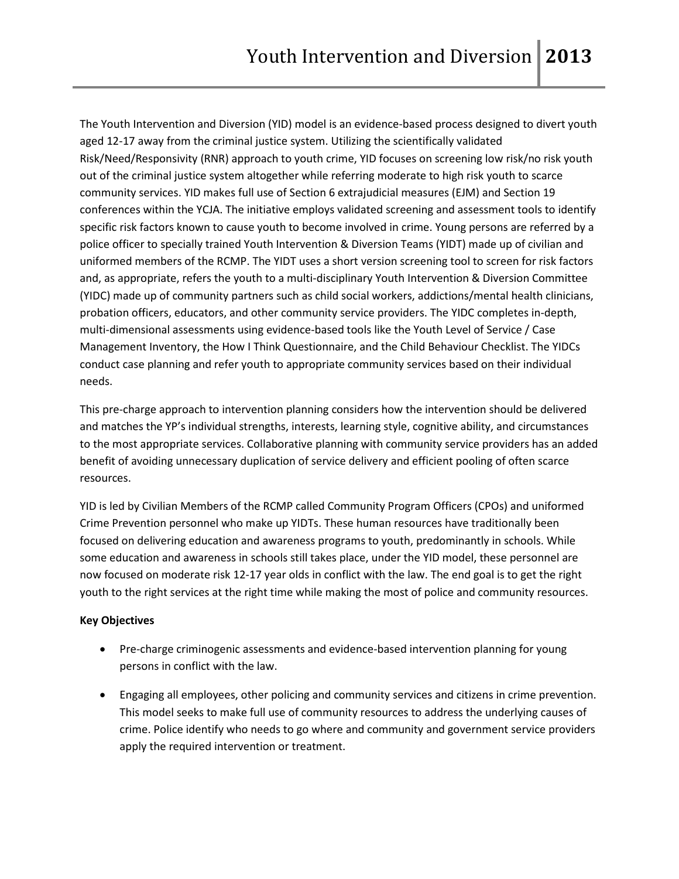The Youth Intervention and Diversion (YID) model is an evidence-based process designed to divert youth aged 12-17 away from the criminal justice system. Utilizing the scientifically validated Risk/Need/Responsivity (RNR) approach to youth crime, YID focuses on screening low risk/no risk youth out of the criminal justice system altogether while referring moderate to high risk youth to scarce community services. YID makes full use of Section 6 extrajudicial measures (EJM) and Section 19 conferences within the YCJA. The initiative employs validated screening and assessment tools to identify specific risk factors known to cause youth to become involved in crime. Young persons are referred by a police officer to specially trained Youth Intervention & Diversion Teams (YIDT) made up of civilian and uniformed members of the RCMP. The YIDT uses a short version screening tool to screen for risk factors and, as appropriate, refers the youth to a multi-disciplinary Youth Intervention & Diversion Committee (YIDC) made up of community partners such as child social workers, addictions/mental health clinicians, probation officers, educators, and other community service providers. The YIDC completes in-depth, multi-dimensional assessments using evidence-based tools like the Youth Level of Service / Case Management Inventory, the How I Think Questionnaire, and the Child Behaviour Checklist. The YIDCs conduct case planning and refer youth to appropriate community services based on their individual needs.

This pre-charge approach to intervention planning considers how the intervention should be delivered and matches the YP's individual strengths, interests, learning style, cognitive ability, and circumstances to the most appropriate services. Collaborative planning with community service providers has an added benefit of avoiding unnecessary duplication of service delivery and efficient pooling of often scarce resources.

YID is led by Civilian Members of the RCMP called Community Program Officers (CPOs) and uniformed Crime Prevention personnel who make up YIDTs. These human resources have traditionally been focused on delivering education and awareness programs to youth, predominantly in schools. While some education and awareness in schools still takes place, under the YID model, these personnel are now focused on moderate risk 12-17 year olds in conflict with the law. The end goal is to get the right youth to the right services at the right time while making the most of police and community resources.

**Key Objectives**

- Pre-charge criminogenic assessments and evidence-based intervention planning for young persons in conflict with the law.
- Engaging all employees, other policing and community services and citizens in crime prevention. This model seeks to make full use of community resources to address the underlying causes of crime. Police identify who needs to go where and community and government service providers apply the required intervention or treatment.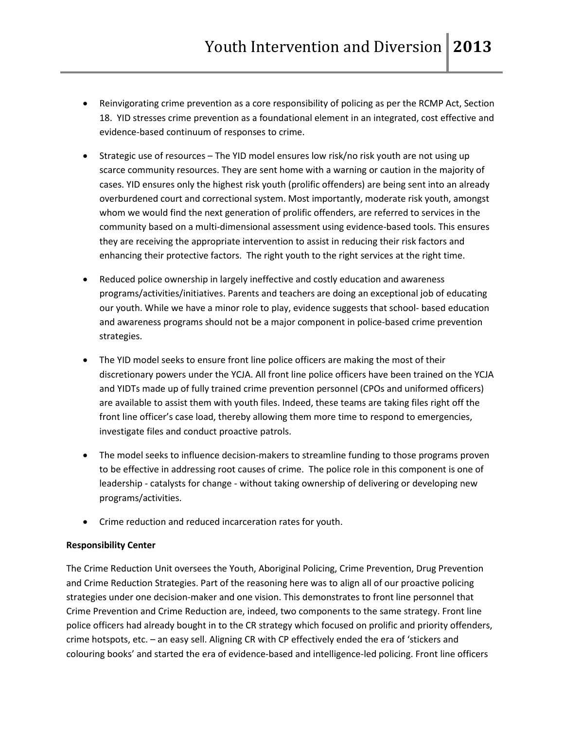- Reinvigorating crime prevention as a core responsibility of policing as per the RCMP Act, Section 18. YID stresses crime prevention as a foundational element in an integrated, cost effective and evidence-based continuum of responses to crime.

- Strategic use of resources – The YID model ensures low risk/no risk youth are not using up scarce community resources. They are sent home with a warning or caution in the majority of cases. YID ensures only the highest risk youth (prolific offenders) are being sent into an already overburdened court and correctional system. Most importantly, moderate risk youth, amongst whom we would find the next generation of prolific offenders, are referred to services in the community based on a multi-dimensional assessment using evidence-based tools. This ensures they are receiving the appropriate intervention to assist in reducing their risk factors and enhancing their protective factors. The right youth to the right services at the right time.

- Reduced police ownership in largely ineffective and costly education and awareness programs/activities/initiatives. Parents and teachers are doing an exceptional job of educating our youth. While we have a minor role to play, evidence suggests that school- based education and awareness programs should not be a major component in police-based crime prevention strategies.

- The YID model seeks to ensure front line police officers are making the most of their discretionary powers under the YCJA. All front line police officers have been trained on the YCJA and YIDTs made up of fully trained crime prevention personnel (CPOs and uniformed officers) are available to assist them with youth files. Indeed, these teams are taking files right off the front line officer's case load, thereby allowing them more time to respond to emergencies, investigate files and conduct proactive patrols.

- The model seeks to influence decision-makers to streamline funding to those programs proven to be effective in addressing root causes of crime. The police role in this component is one of leadership - catalysts for change - without taking ownership of delivering or developing new programs/activities.

- Crime reduction and reduced incarceration rates for youth.

**Responsibility Center**

The Crime Reduction Unit oversees the Youth, Aboriginal Policing, Crime Prevention, Drug Prevention and Crime Reduction Strategies. Part of the reasoning here was to align all of our proactive policing strategies under one decision-maker and one vision. This demonstrates to front line personnel that Crime Prevention and Crime Reduction are, indeed, two components to the same strategy. Front line police officers had already bought in to the CR strategy which focused on prolific and priority offenders, crime hotspots, etc. – an easy sell. Aligning CR with CP effectively ended the era of 'stickers and colouring books' and started the era of evidence-based and intelligence-led policing. Front line officers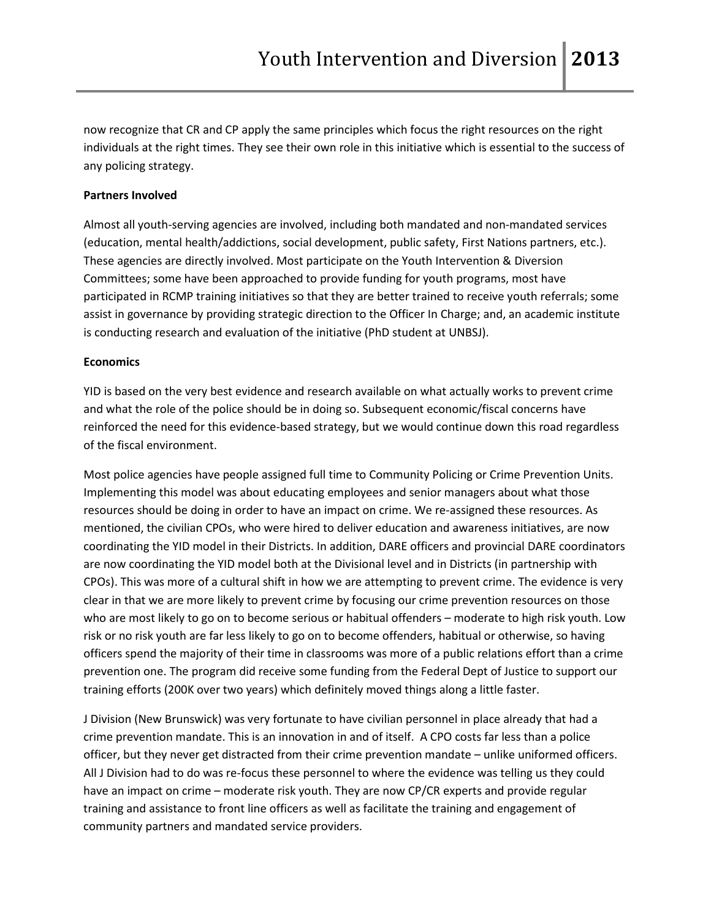now recognize that CR and CP apply the same principles which focus the right resources on the right individuals at the right times. They see their own role in this initiative which is essential to the success of any policing strategy.

**Partners Involved**

Almost all youth-serving agencies are involved, including both mandated and non-mandated services (education, mental health/addictions, social development, public safety, First Nations partners, etc.). These agencies are directly involved. Most participate on the Youth Intervention & Diversion Committees; some have been approached to provide funding for youth programs, most have participated in RCMP training initiatives so that they are better trained to receive youth referrals; some assist in governance by providing strategic direction to the Officer In Charge; and, an academic institute is conducting research and evaluation of the initiative (PhD student at UNBSJ).

**Economics**

YID is based on the very best evidence and research available on what actually works to prevent crime and what the role of the police should be in doing so. Subsequent economic/fiscal concerns have reinforced the need for this evidence-based strategy, but we would continue down this road regardless of the fiscal environment.

Most police agencies have people assigned full time to Community Policing or Crime Prevention Units. Implementing this model was about educating employees and senior managers about what those resources should be doing in order to have an impact on crime. We re-assigned these resources. As mentioned, the civilian CPOs, who were hired to deliver education and awareness initiatives, are now coordinating the YID model in their Districts. In addition, DARE officers and provincial DARE coordinators are now coordinating the YID model both at the Divisional level and in Districts (in partnership with CPOs). This was more of a cultural shift in how we are attempting to prevent crime. The evidence is very clear in that we are more likely to prevent crime by focusing our crime prevention resources on those who are most likely to go on to become serious or habitual offenders – moderate to high risk youth. Low risk or no risk youth are far less likely to go on to become offenders, habitual or otherwise, so having officers spend the majority of their time in classrooms was more of a public relations effort than a crime prevention one. The program did receive some funding from the Federal Dept of Justice to support our training efforts (200K over two years) which definitely moved things along a little faster.

J Division (New Brunswick) was very fortunate to have civilian personnel in place already that had a crime prevention mandate. This is an innovation in and of itself. A CPO costs far less than a police officer, but they never get distracted from their crime prevention mandate – unlike uniformed officers. All J Division had to do was re-focus these personnel to where the evidence was telling us they could have an impact on crime – moderate risk youth. They are now CP/CR experts and provide regular training and assistance to front line officers as well as facilitate the training and engagement of community partners and mandated service providers.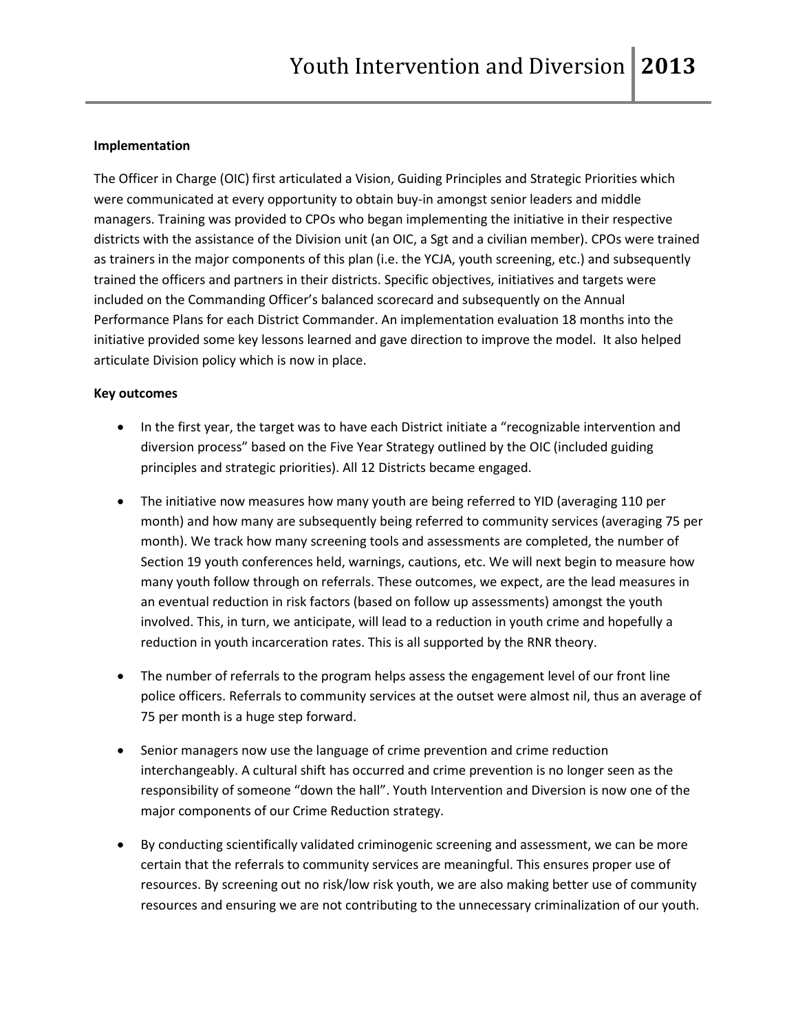**Implementation**

The Officer in Charge (OIC) first articulated a Vision, Guiding Principles and Strategic Priorities which were communicated at every opportunity to obtain buy-in amongst senior leaders and middle managers. Training was provided to CPOs who began implementing the initiative in their respective districts with the assistance of the Division unit (an OIC, a Sgt and a civilian member). CPOs were trained as trainers in the major components of this plan (i.e. the YCJA, youth screening, etc.) and subsequently trained the officers and partners in their districts. Specific objectives, initiatives and targets were included on the Commanding Officer's balanced scorecard and subsequently on the Annual Performance Plans for each District Commander. An implementation evaluation 18 months into the initiative provided some key lessons learned and gave direction to improve the model. It also helped articulate Division policy which is now in place.

**Key outcomes**

- In the first year, the target was to have each District initiate a "recognizable intervention and diversion process" based on the Five Year Strategy outlined by the OIC (included guiding principles and strategic priorities). All 12 Districts became engaged.
- The initiative now measures how many youth are being referred to YID (averaging 110 per month) and how many are subsequently being referred to community services (averaging 75 per month). We track how many screening tools and assessments are completed, the number of Section 19 youth conferences held, warnings, cautions, etc. We will next begin to measure how many youth follow through on referrals. These outcomes, we expect, are the lead measures in an eventual reduction in risk factors (based on follow up assessments) amongst the youth involved. This, in turn, we anticipate, will lead to a reduction in youth crime and hopefully a reduction in youth incarceration rates. This is all supported by the RNR theory.
- The number of referrals to the program helps assess the engagement level of our front line police officers. Referrals to community services at the outset were almost nil, thus an average of 75 per month is a huge step forward.
- Senior managers now use the language of crime prevention and crime reduction interchangeably. A cultural shift has occurred and crime prevention is no longer seen as the responsibility of someone "down the hall". Youth Intervention and Diversion is now one of the major components of our Crime Reduction strategy.
- By conducting scientifically validated criminogenic screening and assessment, we can be more certain that the referrals to community services are meaningful. This ensures proper use of resources. By screening out no risk/low risk youth, we are also making better use of community resources and ensuring we are not contributing to the unnecessary criminalization of our youth.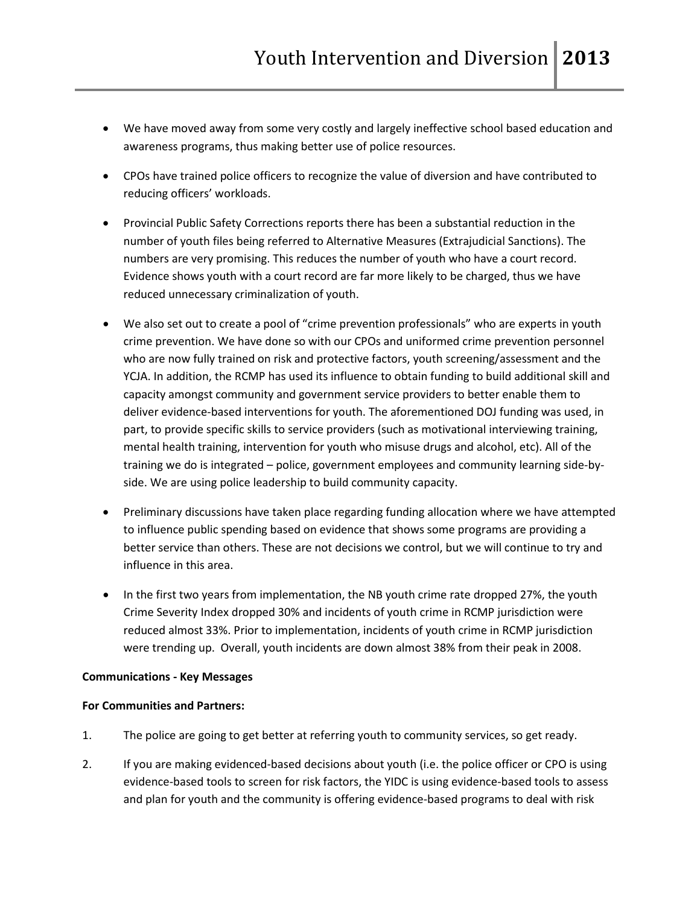- We have moved away from some very costly and largely ineffective school based education and awareness programs, thus making better use of police resources.

- CPOs have trained police officers to recognize the value of diversion and have contributed to reducing officers' workloads.

- Provincial Public Safety Corrections reports there has been a substantial reduction in the number of youth files being referred to Alternative Measures (Extrajudicial Sanctions). The numbers are very promising. This reduces the number of youth who have a court record. Evidence shows youth with a court record are far more likely to be charged, thus we have reduced unnecessary criminalization of youth.

- We also set out to create a pool of "crime prevention professionals" who are experts in youth crime prevention. We have done so with our CPOs and uniformed crime prevention personnel who are now fully trained on risk and protective factors, youth screening/assessment and the YCJA. In addition, the RCMP has used its influence to obtain funding to build additional skill and capacity amongst community and government service providers to better enable them to deliver evidence-based interventions for youth. The aforementioned DOJ funding was used, in part, to provide specific skills to service providers (such as motivational interviewing training, mental health training, intervention for youth who misuse drugs and alcohol, etc). All of the training we do is integrated – police, government employees and community learning side-by-side. We are using police leadership to build community capacity.

- Preliminary discussions have taken place regarding funding allocation where we have attempted to influence public spending based on evidence that shows some programs are providing a better service than others. These are not decisions we control, but we will continue to try and influence in this area.

- In the first two years from implementation, the NB youth crime rate dropped 27%, the youth Crime Severity Index dropped 30% and incidents of youth crime in RCMP jurisdiction were reduced almost 33%. Prior to implementation, incidents of youth crime in RCMP jurisdiction were trending up. Overall, youth incidents are down almost 38% from their peak in 2008.

**Communications - Key Messages**

**For Communities and Partners:**

1. The police are going to get better at referring youth to community services, so get ready.

2. If you are making evidenced-based decisions about youth (i.e. the police officer or CPO is using evidence-based tools to screen for risk factors, the YIDC is using evidence-based tools to assess and plan for youth and the community is offering evidence-based programs to deal with risk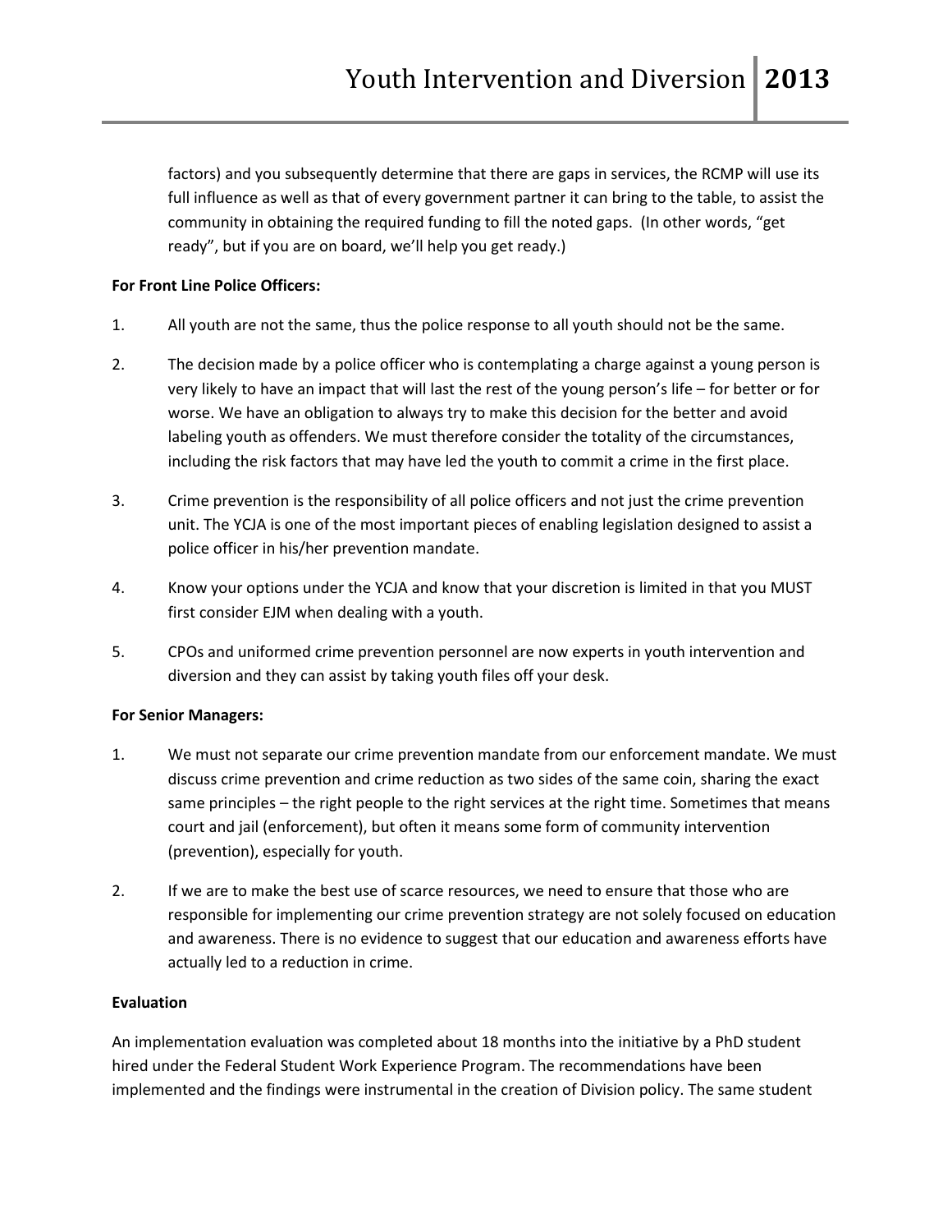factors) and you subsequently determine that there are gaps in services, the RCMP will use its full influence as well as that of every government partner it can bring to the table, to assist the community in obtaining the required funding to fill the noted gaps. (In other words, "get ready", but if you are on board, we'll help you get ready.)

**For Front Line Police Officers:**

1. All youth are not the same, thus the police response to all youth should not be the same.

2. The decision made by a police officer who is contemplating a charge against a young person is very likely to have an impact that will last the rest of the young person's life – for better or for worse. We have an obligation to always try to make this decision for the better and avoid labeling youth as offenders. We must therefore consider the totality of the circumstances, including the risk factors that may have led the youth to commit a crime in the first place.

3. Crime prevention is the responsibility of all police officers and not just the crime prevention unit. The YCJA is one of the most important pieces of enabling legislation designed to assist a police officer in his/her prevention mandate.

4. Know your options under the YCJA and know that your discretion is limited in that you MUST first consider EJM when dealing with a youth.

5. CPOs and uniformed crime prevention personnel are now experts in youth intervention and diversion and they can assist by taking youth files off your desk.

**For Senior Managers:**

1. We must not separate our crime prevention mandate from our enforcement mandate. We must discuss crime prevention and crime reduction as two sides of the same coin, sharing the exact same principles – the right people to the right services at the right time. Sometimes that means court and jail (enforcement), but often it means some form of community intervention (prevention), especially for youth.

2. If we are to make the best use of scarce resources, we need to ensure that those who are responsible for implementing our crime prevention strategy are not solely focused on education and awareness. There is no evidence to suggest that our education and awareness efforts have actually led to a reduction in crime.

**Evaluation**

An implementation evaluation was completed about 18 months into the initiative by a PhD student hired under the Federal Student Work Experience Program. The recommendations have been implemented and the findings were instrumental in the creation of Division policy. The same student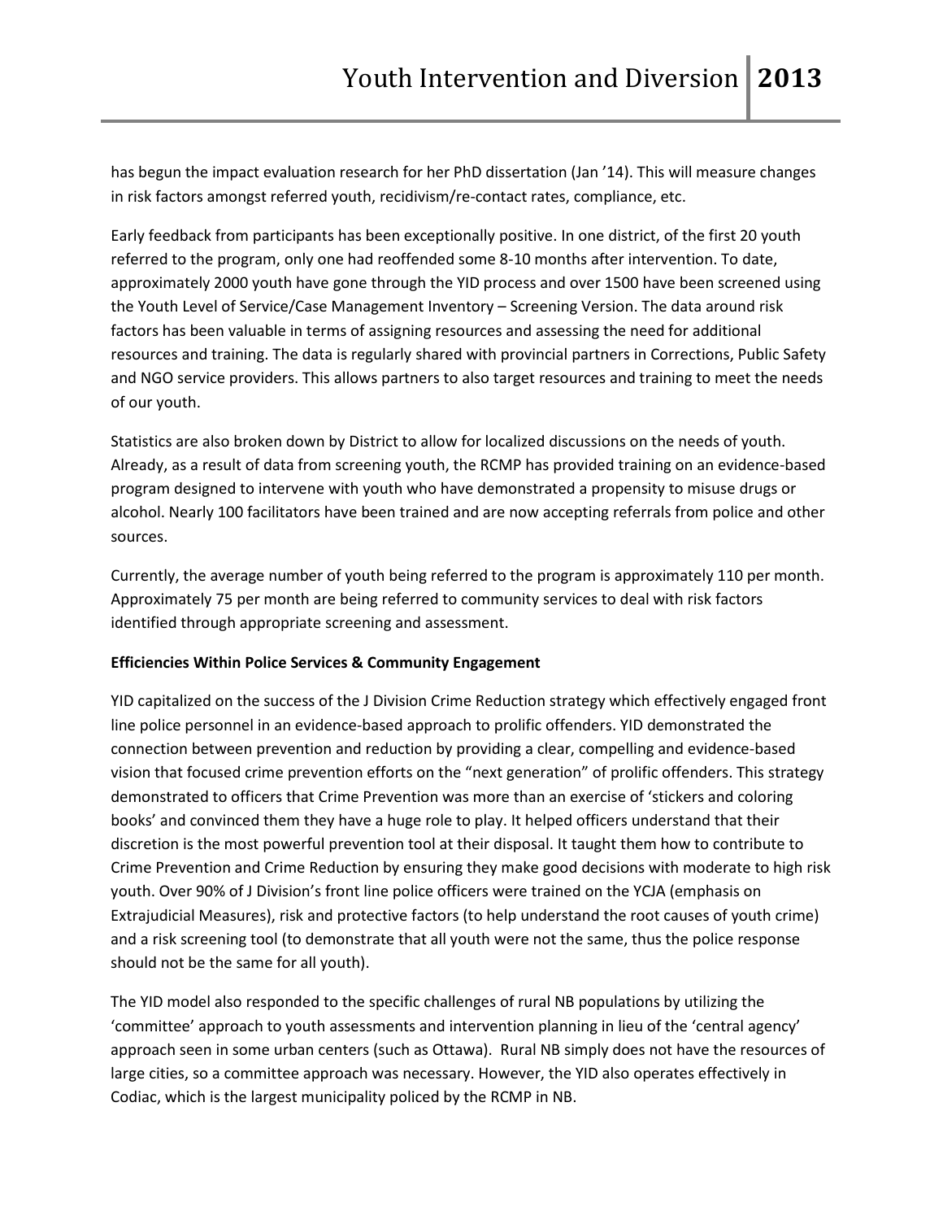has begun the impact evaluation research for her PhD dissertation (Jan '14). This will measure changes in risk factors amongst referred youth, recidivism/re-contact rates, compliance, etc.

Early feedback from participants has been exceptionally positive. In one district, of the first 20 youth referred to the program, only one had reoffended some 8-10 months after intervention. To date, approximately 2000 youth have gone through the YID process and over 1500 have been screened using the Youth Level of Service/Case Management Inventory – Screening Version. The data around risk factors has been valuable in terms of assigning resources and assessing the need for additional resources and training. The data is regularly shared with provincial partners in Corrections, Public Safety and NGO service providers. This allows partners to also target resources and training to meet the needs of our youth.

Statistics are also broken down by District to allow for localized discussions on the needs of youth. Already, as a result of data from screening youth, the RCMP has provided training on an evidence-based program designed to intervene with youth who have demonstrated a propensity to misuse drugs or alcohol. Nearly 100 facilitators have been trained and are now accepting referrals from police and other sources.

Currently, the average number of youth being referred to the program is approximately 110 per month. Approximately 75 per month are being referred to community services to deal with risk factors identified through appropriate screening and assessment.

**Efficiencies Within Police Services & Community Engagement**

YID capitalized on the success of the J Division Crime Reduction strategy which effectively engaged front line police personnel in an evidence-based approach to prolific offenders. YID demonstrated the connection between prevention and reduction by providing a clear, compelling and evidence-based vision that focused crime prevention efforts on the "next generation" of prolific offenders. This strategy demonstrated to officers that Crime Prevention was more than an exercise of 'stickers and coloring books' and convinced them they have a huge role to play. It helped officers understand that their discretion is the most powerful prevention tool at their disposal. It taught them how to contribute to Crime Prevention and Crime Reduction by ensuring they make good decisions with moderate to high risk youth. Over 90% of J Division's front line police officers were trained on the YCJA (emphasis on Extrajudicial Measures), risk and protective factors (to help understand the root causes of youth crime) and a risk screening tool (to demonstrate that all youth were not the same, thus the police response should not be the same for all youth).

The YID model also responded to the specific challenges of rural NB populations by utilizing the 'committee' approach to youth assessments and intervention planning in lieu of the 'central agency' approach seen in some urban centers (such as Ottawa). Rural NB simply does not have the resources of large cities, so a committee approach was necessary. However, the YID also operates effectively in Codiac, which is the largest municipality policed by the RCMP in NB.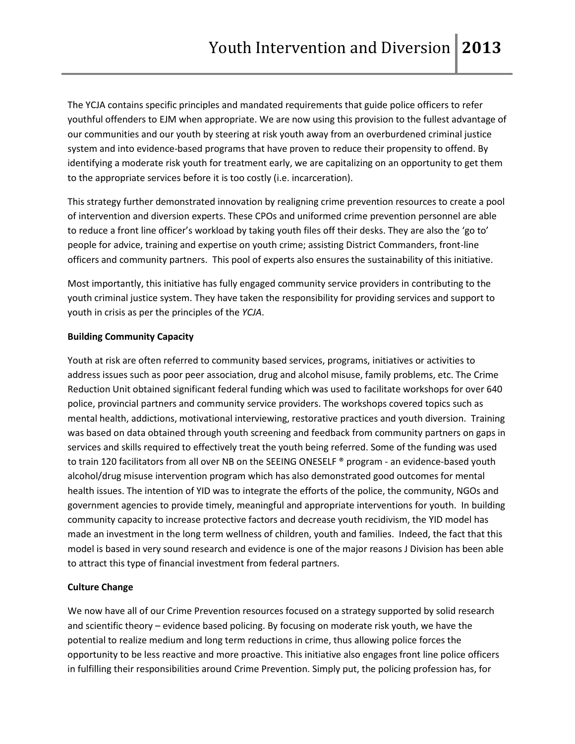The YCJA contains specific principles and mandated requirements that guide police officers to refer youthful offenders to EJM when appropriate. We are now using this provision to the fullest advantage of our communities and our youth by steering at risk youth away from an overburdened criminal justice system and into evidence-based programs that have proven to reduce their propensity to offend. By identifying a moderate risk youth for treatment early, we are capitalizing on an opportunity to get them to the appropriate services before it is too costly (i.e. incarceration).

This strategy further demonstrated innovation by realigning crime prevention resources to create a pool of intervention and diversion experts. These CPOs and uniformed crime prevention personnel are able to reduce a front line officer's workload by taking youth files off their desks. They are also the 'go to' people for advice, training and expertise on youth crime; assisting District Commanders, front-line officers and community partners. This pool of experts also ensures the sustainability of this initiative.

Most importantly, this initiative has fully engaged community service providers in contributing to the youth criminal justice system. They have taken the responsibility for providing services and support to youth in crisis as per the principles of the *YCJA*.

**Building Community Capacity**

Youth at risk are often referred to community based services, programs, initiatives or activities to address issues such as poor peer association, drug and alcohol misuse, family problems, etc. The Crime Reduction Unit obtained significant federal funding which was used to facilitate workshops for over 640 police, provincial partners and community service providers. The workshops covered topics such as mental health, addictions, motivational interviewing, restorative practices and youth diversion. Training was based on data obtained through youth screening and feedback from community partners on gaps in services and skills required to effectively treat the youth being referred. Some of the funding was used to train 120 facilitators from all over NB on the SEEING ONESELF ® program - an evidence-based youth alcohol/drug misuse intervention program which has also demonstrated good outcomes for mental health issues. The intention of YID was to integrate the efforts of the police, the community, NGOs and government agencies to provide timely, meaningful and appropriate interventions for youth. In building community capacity to increase protective factors and decrease youth recidivism, the YID model has made an investment in the long term wellness of children, youth and families. Indeed, the fact that this model is based in very sound research and evidence is one of the major reasons J Division has been able to attract this type of financial investment from federal partners.

**Culture Change**

We now have all of our Crime Prevention resources focused on a strategy supported by solid research and scientific theory – evidence based policing. By focusing on moderate risk youth, we have the potential to realize medium and long term reductions in crime, thus allowing police forces the opportunity to be less reactive and more proactive. This initiative also engages front line police officers in fulfilling their responsibilities around Crime Prevention. Simply put, the policing profession has, for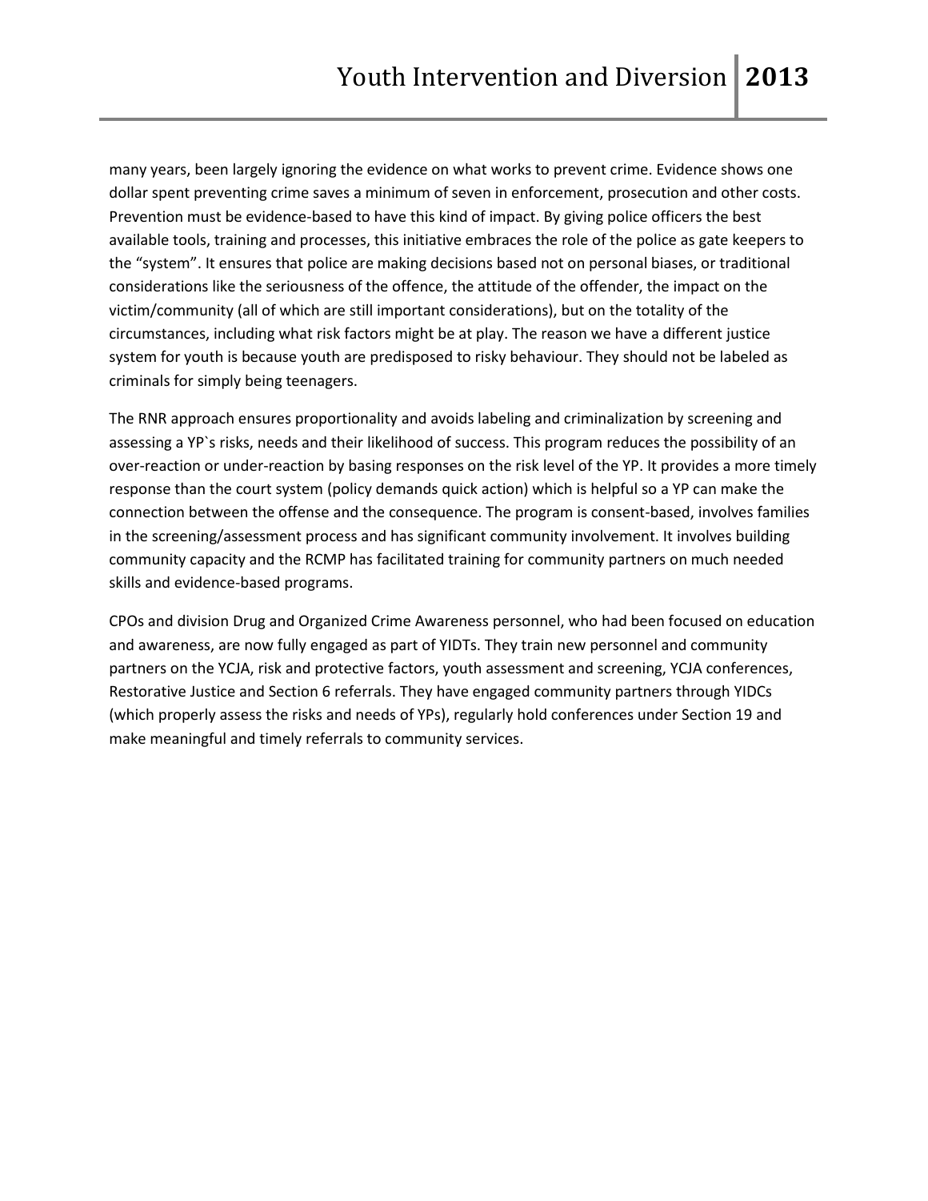many years, been largely ignoring the evidence on what works to prevent crime. Evidence shows one dollar spent preventing crime saves a minimum of seven in enforcement, prosecution and other costs. Prevention must be evidence-based to have this kind of impact. By giving police officers the best available tools, training and processes, this initiative embraces the role of the police as gate keepers to the “system”. It ensures that police are making decisions based not on personal biases, or traditional considerations like the seriousness of the offence, the attitude of the offender, the impact on the victim/community (all of which are still important considerations), but on the totality of the circumstances, including what risk factors might be at play. The reason we have a different justice system for youth is because youth are predisposed to risky behaviour. They should not be labeled as criminals for simply being teenagers.

The RNR approach ensures proportionality and avoids labeling and criminalization by screening and assessing a YP`s risks, needs and their likelihood of success. This program reduces the possibility of an over-reaction or under-reaction by basing responses on the risk level of the YP. It provides a more timely response than the court system (policy demands quick action) which is helpful so a YP can make the connection between the offense and the consequence. The program is consent-based, involves families in the screening/assessment process and has significant community involvement. It involves building community capacity and the RCMP has facilitated training for community partners on much needed skills and evidence-based programs.

CPOs and division Drug and Organized Crime Awareness personnel, who had been focused on education and awareness, are now fully engaged as part of YIDTs. They train new personnel and community partners on the YCJA, risk and protective factors, youth assessment and screening, YCJA conferences, Restorative Justice and Section 6 referrals. They have engaged community partners through YIDCs (which properly assess the risks and needs of YPs), regularly hold conferences under Section 19 and make meaningful and timely referrals to community services.